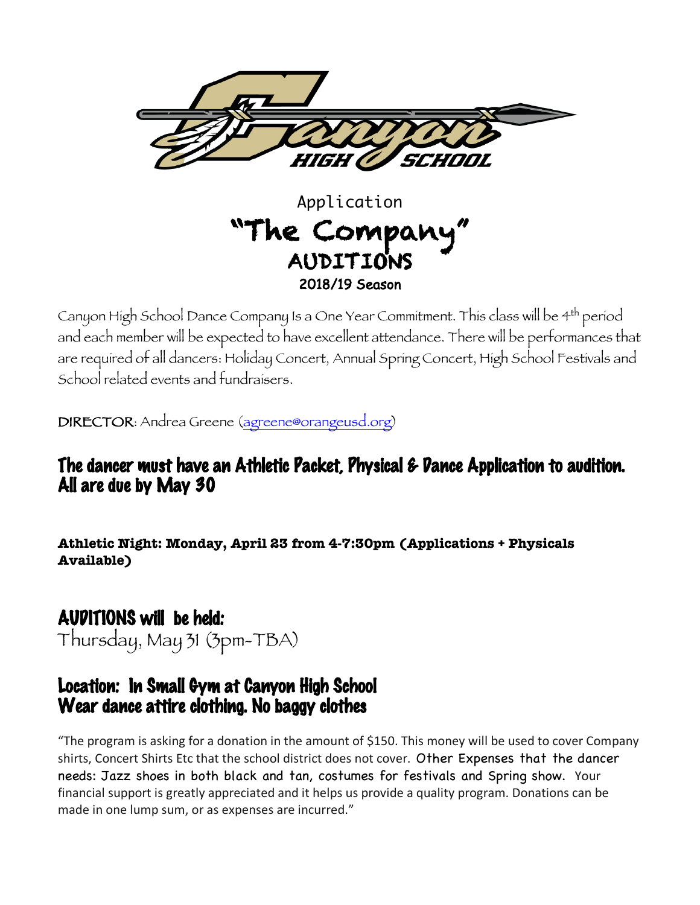Application

# "The Company"

## AUDITIONS

### 2018/19 Season

Canyon High School Dance Company Is a One Year Commitment. This class will be 4th period and each member will be expected to have excellent attendance. There will be performances that are required of all dancers: Holiday Concert, Annual Spring Concert, High School Festivals and School related events and fundraisers.

**DIRECTOR**: Andrea Greene (agreene@orangeusd.org)

## The dancer must have an Athletic Packet, Physical & Dance Application to audition. All are due by May 30

**Athletic Night: Monday, April 23 from 4-7:30pm (Applications + Physicals Available)**

## AUDITIONS will be held:

Thursday, May 31 (3pm-TBA)

## Location: In Small Gym at Canyon High School
## Wear dance attire clothing. No baggy clothes

"The program is asking for a donation in the amount of $150. This money will be used to cover Company shirts, Concert Shirts Etc that the school district does not cover. Other Expenses that the dancer needs: Jazz shoes in both black and tan, costumes for festivals and Spring show. Your financial support is greatly appreciated and it helps us provide a quality program. Donations can be made in one lump sum, or as expenses are incurred."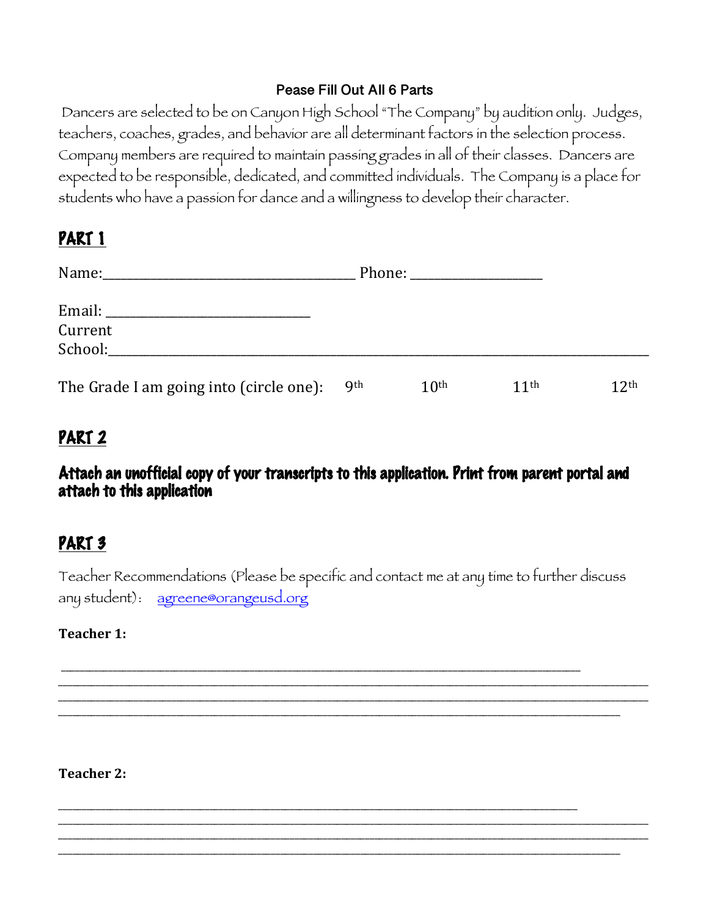**Pease Fill Out All 6 Parts**

Dancers are selected to be on Canyon High School "The Company" by audition only. Judges, teachers, coaches, grades, and behavior are all determinant factors in the selection process. Company members are required to maintain passing grades in all of their classes. Dancers are expected to be responsible, dedicated, and committed individuals. The Company is a place for students who have a passion for dance and a willingness to develop their character.

## PART 1

Name:_________________________________ Phone: ________________

Email: ___________________________

Current School:______________________________________________________________

The Grade I am going into (circle one): 9th 10th 11th 12th

## PART 2

### Attach an unofficial copy of your transcripts to this application. Print from parent portal and attach to this application

## PART 3

Teacher Recommendations (Please be specific and contact me at any time to further discuss any student): agreene@orangeusd.org

**Teacher 1:**

_____________________________________________________________________________
_____________________________________________________________________________
_____________________________________________________________________________
_____________________________________________________________________________

**Teacher 2:**

_____________________________________________________________________________
_____________________________________________________________________________
_____________________________________________________________________________
_____________________________________________________________________________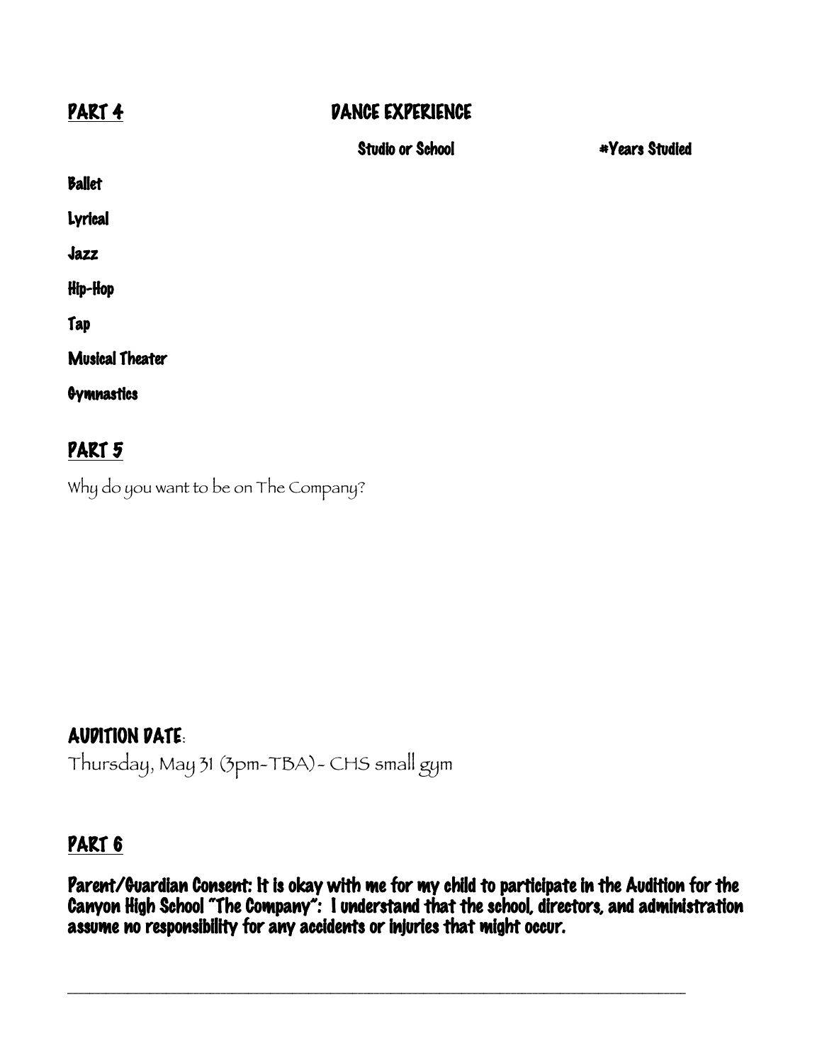## PART 4 DANCE EXPERIENCE

| | Studio or School | #Years Studied |
|---|---|---|
| Ballet | | |
| Lyrical | | |
| Jazz | | |
| Hip-Hop | | |
| Tap | | |
| Musical Theater | | |
| Gymnastics | | |

## PART 5

Why do you want to be on The Company?

### AUDITION DATE:

Thursday, May 31 (3pm-TBA) - CHS small gym

## PART 6

**Parent/Guardian Consent: It is okay with me for my child to participate in the Audition for the Canyon High School "The Company": I understand that the school, directors, and administration assume no responsibility for any accidents or injuries that might occur.**

\_\_\_\_\_\_\_\_\_\_\_\_\_\_\_\_\_\_\_\_\_\_\_\_\_\_\_\_\_\_\_\_\_\_\_\_\_\_\_\_\_\_\_\_\_\_\_\_\_\_\_\_\_\_\_\_\_\_\_\_\_\_\_\_\_\_\_\_\_\_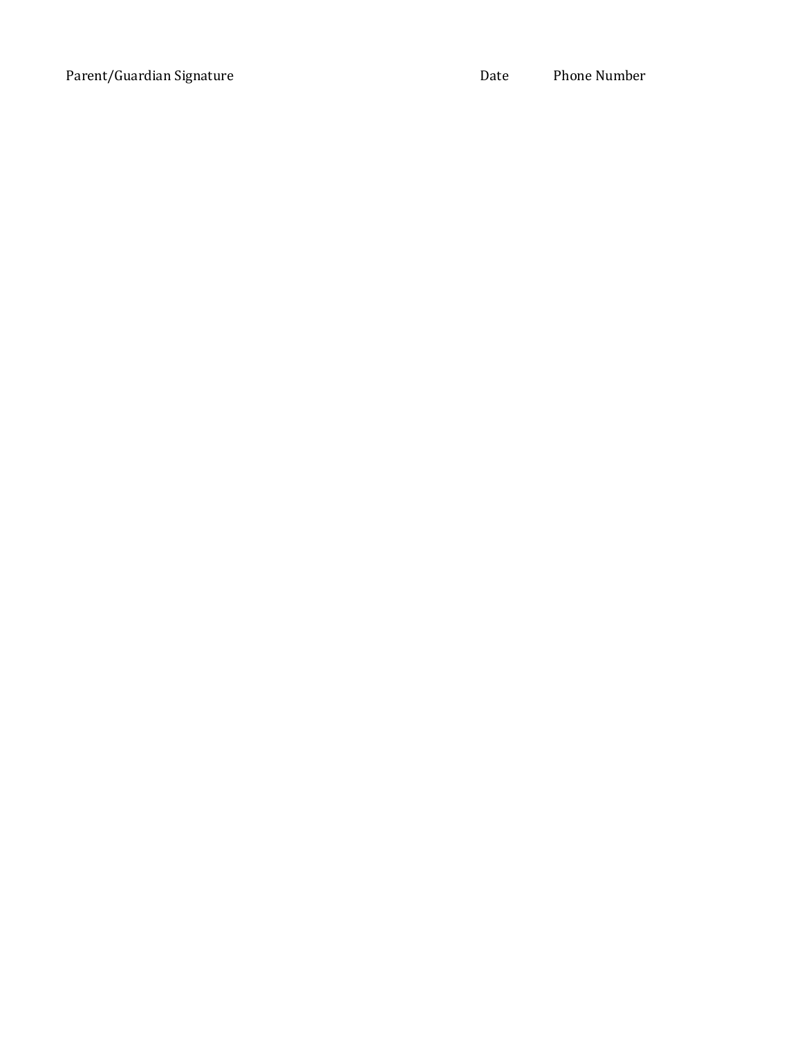Parent/Guardian Signature Date Phone Number